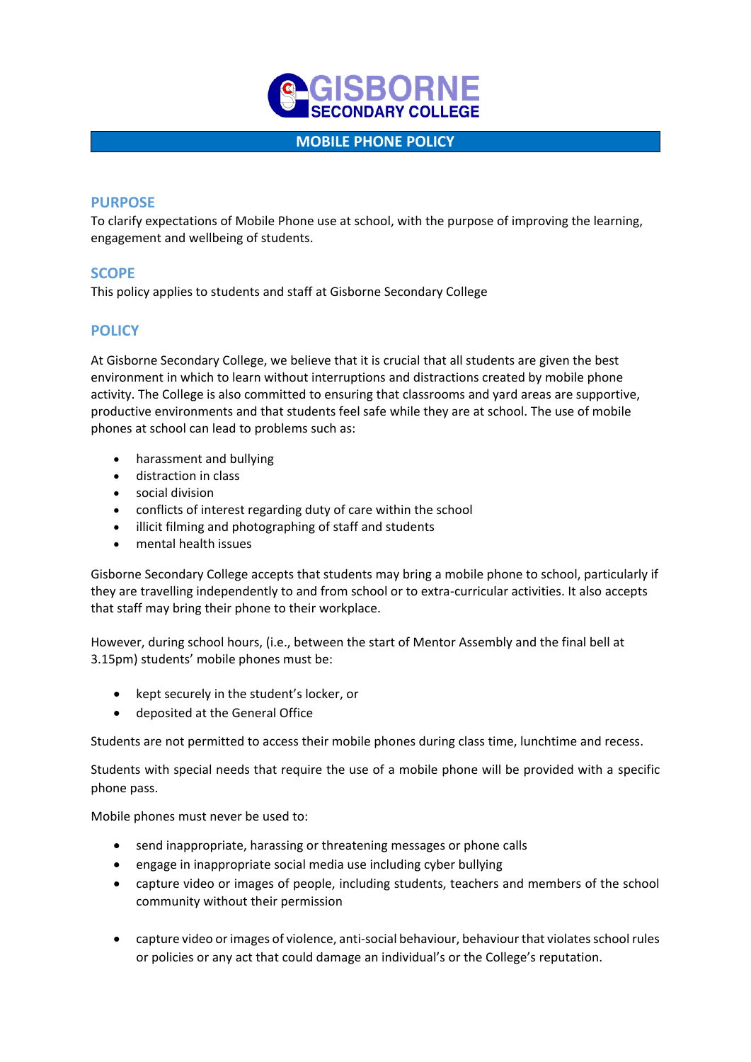# GISBORNE SECONDARY COLLEGE

## MOBILE PHONE POLICY

### PURPOSE

To clarify expectations of Mobile Phone use at school, with the purpose of improving the learning, engagement and wellbeing of students.

### SCOPE

This policy applies to students and staff at Gisborne Secondary College

### POLICY

At Gisborne Secondary College, we believe that it is crucial that all students are given the best environment in which to learn without interruptions and distractions created by mobile phone activity. The College is also committed to ensuring that classrooms and yard areas are supportive, productive environments and that students feel safe while they are at school. The use of mobile phones at school can lead to problems such as:

- harassment and bullying
- distraction in class
- social division
- conflicts of interest regarding duty of care within the school
- illicit filming and photographing of staff and students
- mental health issues

Gisborne Secondary College accepts that students may bring a mobile phone to school, particularly if they are travelling independently to and from school or to extra-curricular activities. It also accepts that staff may bring their phone to their workplace.

However, during school hours, (i.e., between the start of Mentor Assembly and the final bell at 3.15pm) students' mobile phones must be:

- kept securely in the student's locker, or
- deposited at the General Office

Students are not permitted to access their mobile phones during class time, lunchtime and recess.

Students with special needs that require the use of a mobile phone will be provided with a specific phone pass.

Mobile phones must never be used to:

- send inappropriate, harassing or threatening messages or phone calls
- engage in inappropriate social media use including cyber bullying
- capture video or images of people, including students, teachers and members of the school community without their permission
- capture video or images of violence, anti-social behaviour, behaviour that violates school rules or policies or any act that could damage an individual's or the College's reputation.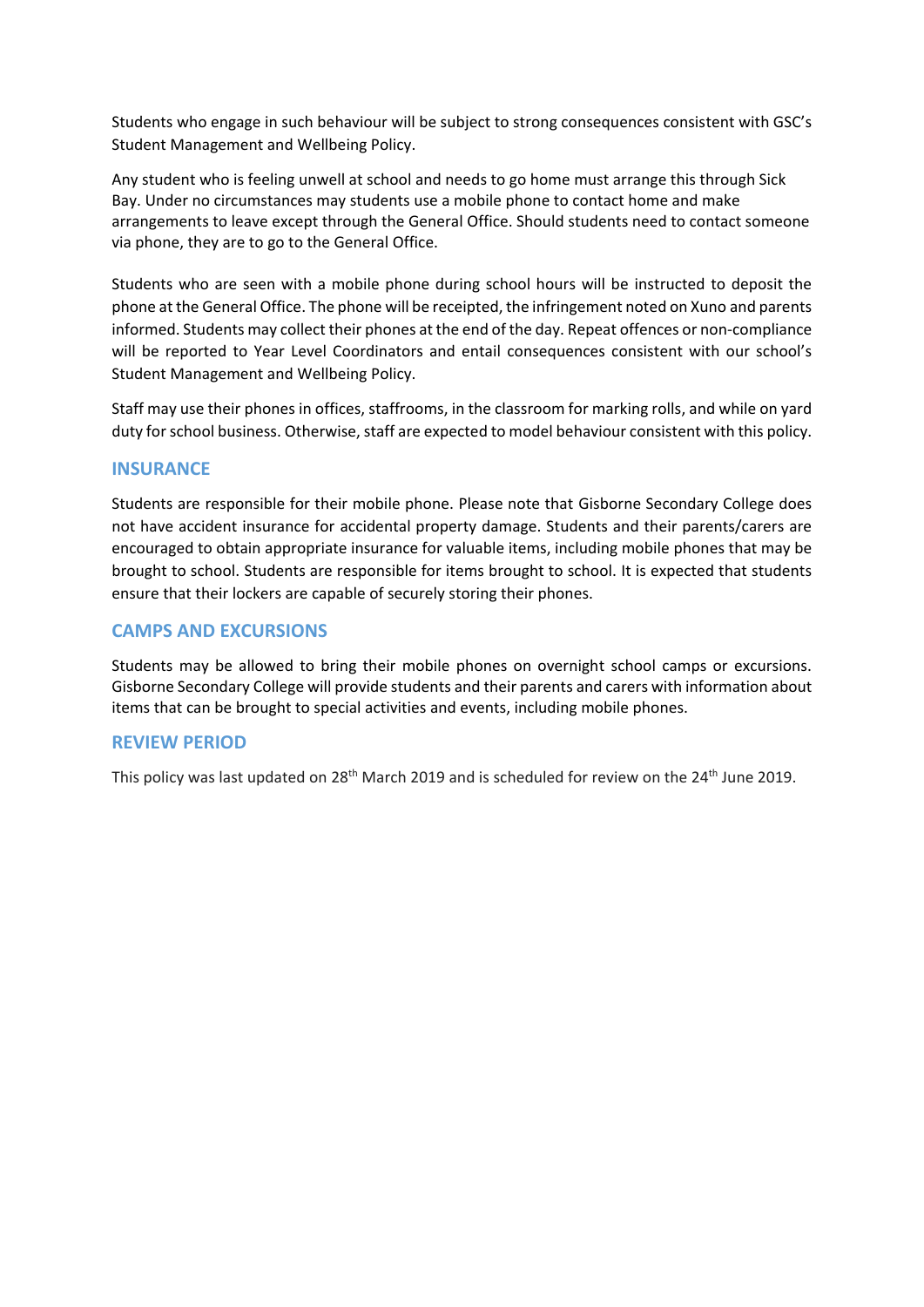Students who engage in such behaviour will be subject to strong consequences consistent with GSC's Student Management and Wellbeing Policy.

Any student who is feeling unwell at school and needs to go home must arrange this through Sick Bay. Under no circumstances may students use a mobile phone to contact home and make arrangements to leave except through the General Office. Should students need to contact someone via phone, they are to go to the General Office.

Students who are seen with a mobile phone during school hours will be instructed to deposit the phone at the General Office. The phone will be receipted, the infringement noted on Xuno and parents informed. Students may collect their phones at the end of the day. Repeat offences or non-compliance will be reported to Year Level Coordinators and entail consequences consistent with our school's Student Management and Wellbeing Policy.

Staff may use their phones in offices, staffrooms, in the classroom for marking rolls, and while on yard duty for school business. Otherwise, staff are expected to model behaviour consistent with this policy.

## INSURANCE

Students are responsible for their mobile phone. Please note that Gisborne Secondary College does not have accident insurance for accidental property damage. Students and their parents/carers are encouraged to obtain appropriate insurance for valuable items, including mobile phones that may be brought to school. Students are responsible for items brought to school. It is expected that students ensure that their lockers are capable of securely storing their phones.

## CAMPS AND EXCURSIONS

Students may be allowed to bring their mobile phones on overnight school camps or excursions. Gisborne Secondary College will provide students and their parents and carers with information about items that can be brought to special activities and events, including mobile phones.

## REVIEW PERIOD

This policy was last updated on 28th March 2019 and is scheduled for review on the 24th June 2019.